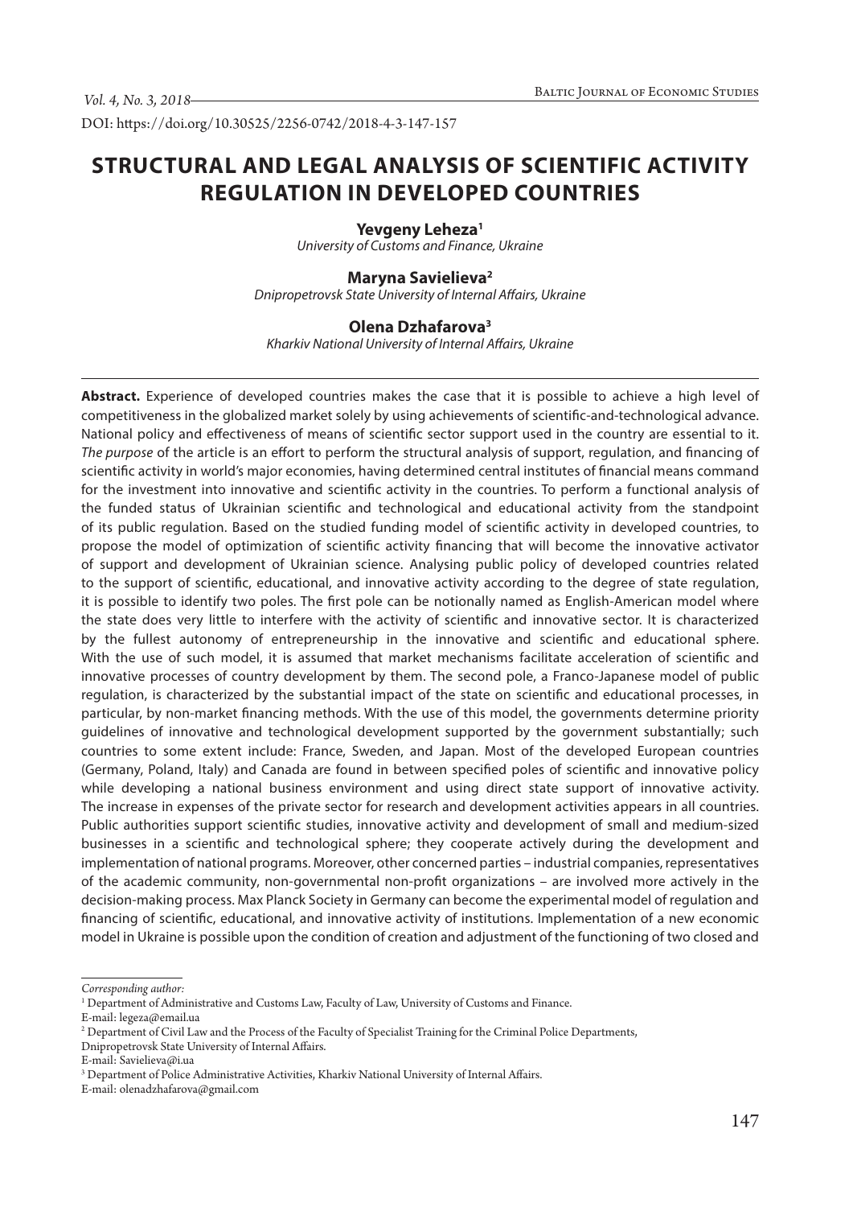DOI: https://doi.org/10.30525/2256-0742/2018-4-3-147-157

# STRUCTURAL AND LEGAL ANALYSIS OF SCIENTIFIC ACTIVITY REGULATION IN DEVELOPED COUNTRIES

**Yevgeny Leheza**[1]
*University of Customs and Finance, Ukraine*

**Maryna Savielieva**[2]
*Dnipropetrovsk State University of Internal Affairs, Ukraine*

**Olena Dzhafarova**[3]
*Kharkiv National University of Internal Affairs, Ukraine*

**Abstract.** Experience of developed countries makes the case that it is possible to achieve a high level of competitiveness in the globalized market solely by using achievements of scientific-and-technological advance. National policy and effectiveness of means of scientific sector support used in the country are essential to it. *The purpose* of the article is an effort to perform the structural analysis of support, regulation, and financing of scientific activity in world's major economies, having determined central institutes of financial means command for the investment into innovative and scientific activity in the countries. To perform a functional analysis of the funded status of Ukrainian scientific and technological and educational activity from the standpoint of its public regulation. Based on the studied funding model of scientific activity in developed countries, to propose the model of optimization of scientific activity financing that will become the innovative activator of support and development of Ukrainian science. Analysing public policy of developed countries related to the support of scientific, educational, and innovative activity according to the degree of state regulation, it is possible to identify two poles. The first pole can be notionally named as English-American model where the state does very little to interfere with the activity of scientific and innovative sector. It is characterized by the fullest autonomy of entrepreneurship in the innovative and scientific and educational sphere. With the use of such model, it is assumed that market mechanisms facilitate acceleration of scientific and innovative processes of country development by them. The second pole, a Franco-Japanese model of public regulation, is characterized by the substantial impact of the state on scientific and educational processes, in particular, by non-market financing methods. With the use of this model, the governments determine priority guidelines of innovative and technological development supported by the government substantially; such countries to some extent include: France, Sweden, and Japan. Most of the developed European countries (Germany, Poland, Italy) and Canada are found in between specified poles of scientific and innovative policy while developing a national business environment and using direct state support of innovative activity. The increase in expenses of the private sector for research and development activities appears in all countries. Public authorities support scientific studies, innovative activity and development of small and medium-sized businesses in a scientific and technological sphere; they cooperate actively during the development and implementation of national programs. Moreover, other concerned parties – industrial companies, representatives of the academic community, non-governmental non-profit organizations – are involved more actively in the decision-making process. Max Planck Society in Germany can become the experimental model of regulation and financing of scientific, educational, and innovative activity of institutions. Implementation of a new economic model in Ukraine is possible upon the condition of creation and adjustment of the functioning of two closed and

---

*Corresponding author:*

[1] Department of Administrative and Customs Law, Faculty of Law, University of Customs and Finance.
E-mail: legeza@email.ua

[2] Department of Civil Law and the Process of the Faculty of Specialist Training for the Criminal Police Departments, Dnipropetrovsk State University of Internal Affairs.
E-mail: Savielieva@i.ua

[3] Department of Police Administrative Activities, Kharkiv National University of Internal Affairs.
E-mail: olenadzhafarova@gmail.com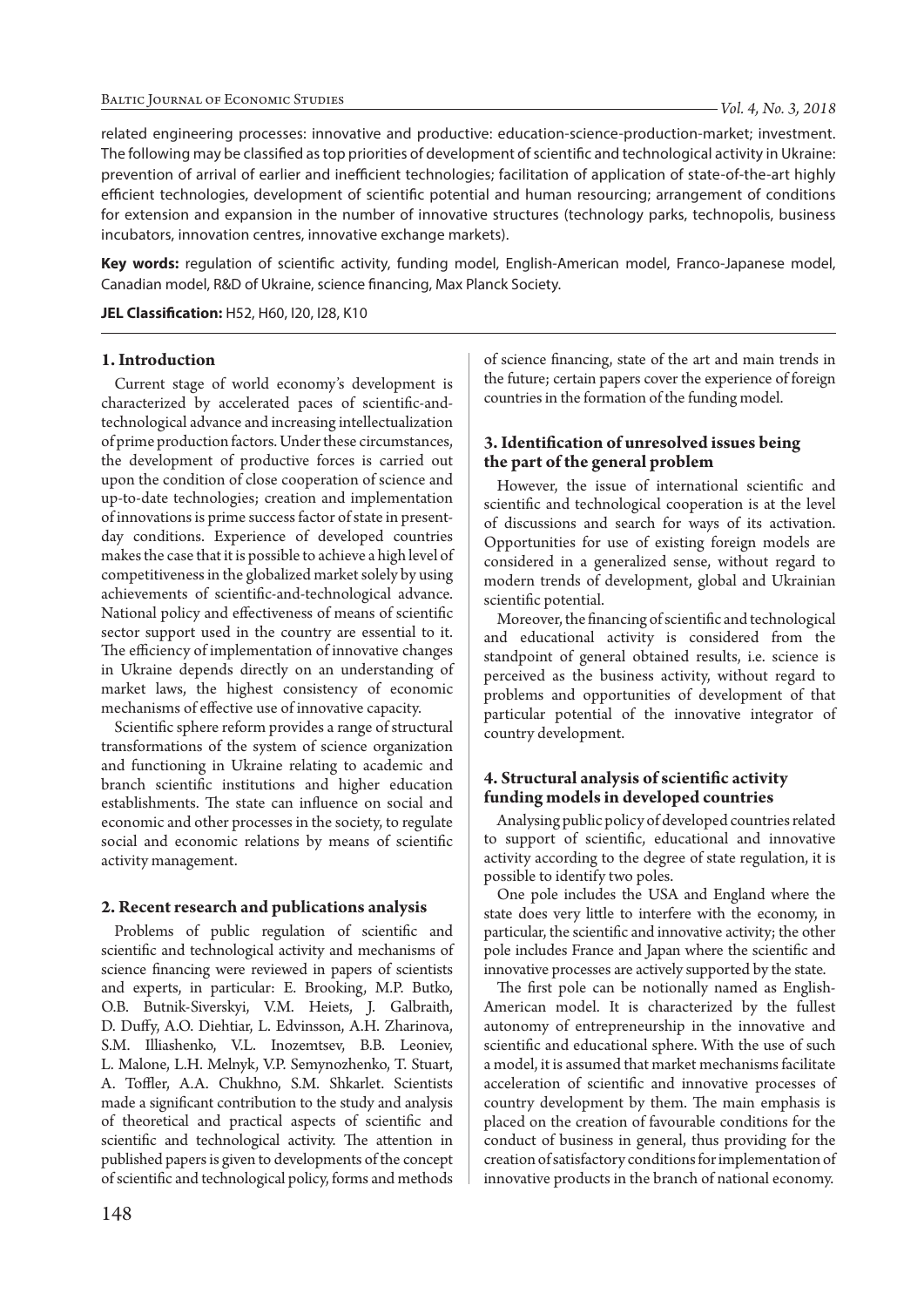related engineering processes: innovative and productive: education-science-production-market; investment. The following may be classified as top priorities of development of scientific and technological activity in Ukraine: prevention of arrival of earlier and inefficient technologies; facilitation of application of state-of-the-art highly efficient technologies, development of scientific potential and human resourcing; arrangement of conditions for extension and expansion in the number of innovative structures (technology parks, technopolis, business incubators, innovation centres, innovative exchange markets).

**Key words:** regulation of scientific activity, funding model, English-American model, Franco-Japanese model, Canadian model, R&D of Ukraine, science financing, Max Planck Society.

**JEL Classification:** H52, H60, I20, I28, K10

## 1. Introduction

Current stage of world economy's development is characterized by accelerated paces of scientific-and-technological advance and increasing intellectualization of prime production factors. Under these circumstances, the development of productive forces is carried out upon the condition of close cooperation of science and up-to-date technologies; creation and implementation of innovations is prime success factor of state in present-day conditions. Experience of developed countries makes the case that it is possible to achieve a high level of competitiveness in the globalized market solely by using achievements of scientific-and-technological advance. National policy and effectiveness of means of scientific sector support used in the country are essential to it. The efficiency of implementation of innovative changes in Ukraine depends directly on an understanding of market laws, the highest consistency of economic mechanisms of effective use of innovative capacity.

Scientific sphere reform provides a range of structural transformations of the system of science organization and functioning in Ukraine relating to academic and branch scientific institutions and higher education establishments. The state can influence on social and economic and other processes in the society, to regulate social and economic relations by means of scientific activity management.

## 2. Recent research and publications analysis

Problems of public regulation of scientific and scientific and technological activity and mechanisms of science financing were reviewed in papers of scientists and experts, in particular: E. Brooking, M.P. Butko, O.B. Butnik-Siverskyi, V.M. Heiets, J. Galbraith, D. Duffy, A.O. Diehtiar, L. Edvinsson, A.H. Zharinova, S.M. Illiashenko, V.L. Inozemtsev, B.B. Leoniev, L. Malone, L.H. Melnyk, V.P. Semynozhenko, T. Stuart, A. Toffler, A.A. Chukhno, S.M. Shkarlet. Scientists made a significant contribution to the study and analysis of theoretical and practical aspects of scientific and scientific and technological activity. The attention in published papers is given to developments of the concept of scientific and technological policy, forms and methods of science financing, state of the art and main trends in the future; certain papers cover the experience of foreign countries in the formation of the funding model.

## 3. Identification of unresolved issues being the part of the general problem

However, the issue of international scientific and scientific and technological cooperation is at the level of discussions and search for ways of its activation. Opportunities for use of existing foreign models are considered in a generalized sense, without regard to modern trends of development, global and Ukrainian scientific potential.

Moreover, the financing of scientific and technological and educational activity is considered from the standpoint of general obtained results, i.e. science is perceived as the business activity, without regard to problems and opportunities of development of that particular potential of the innovative integrator of country development.

## 4. Structural analysis of scientific activity funding models in developed countries

Analysing public policy of developed countries related to support of scientific, educational and innovative activity according to the degree of state regulation, it is possible to identify two poles.

One pole includes the USA and England where the state does very little to interfere with the economy, in particular, the scientific and innovative activity; the other pole includes France and Japan where the scientific and innovative processes are actively supported by the state.

The first pole can be notionally named as English-American model. It is characterized by the fullest autonomy of entrepreneurship in the innovative and scientific and educational sphere. With the use of such a model, it is assumed that market mechanisms facilitate acceleration of scientific and innovative processes of country development by them. The main emphasis is placed on the creation of favourable conditions for the conduct of business in general, thus providing for the creation of satisfactory conditions for implementation of innovative products in the branch of national economy.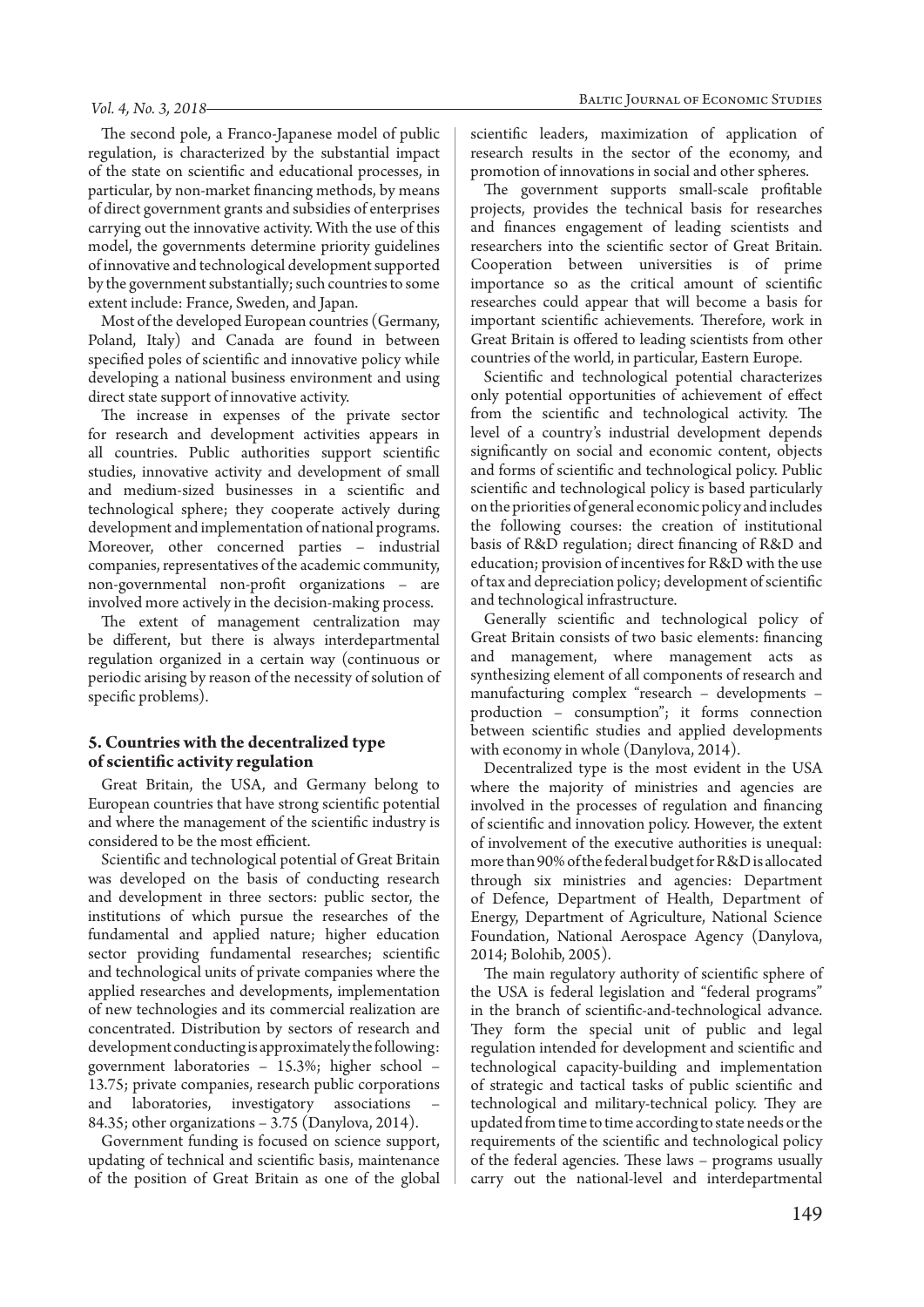The second pole, a Franco-Japanese model of public regulation, is characterized by the substantial impact of the state on scientific and educational processes, in particular, by non-market financing methods, by means of direct government grants and subsidies of enterprises carrying out the innovative activity. With the use of this model, the governments determine priority guidelines of innovative and technological development supported by the government substantially; such countries to some extent include: France, Sweden, and Japan.

Most of the developed European countries (Germany, Poland, Italy) and Canada are found in between specified poles of scientific and innovative policy while developing a national business environment and using direct state support of innovative activity.

The increase in expenses of the private sector for research and development activities appears in all countries. Public authorities support scientific studies, innovative activity and development of small and medium-sized businesses in a scientific and technological sphere; they cooperate actively during development and implementation of national programs. Moreover, other concerned parties – industrial companies, representatives of the academic community, non-governmental non-profit organizations – are involved more actively in the decision-making process.

The extent of management centralization may be different, but there is always interdepartmental regulation organized in a certain way (continuous or periodic arising by reason of the necessity of solution of specific problems).

## 5. Countries with the decentralized type of scientific activity regulation

Great Britain, the USA, and Germany belong to European countries that have strong scientific potential and where the management of the scientific industry is considered to be the most efficient.

Scientific and technological potential of Great Britain was developed on the basis of conducting research and development in three sectors: public sector, the institutions of which pursue the researches of the fundamental and applied nature; higher education sector providing fundamental researches; scientific and technological units of private companies where the applied researches and developments, implementation of new technologies and its commercial realization are concentrated. Distribution by sectors of research and development conducting is approximately the following: government laboratories – 15.3%; higher school – 13.75; private companies, research public corporations and laboratories, investigatory associations – 84.35; other organizations – 3.75 (Danylova, 2014).

Government funding is focused on science support, updating of technical and scientific basis, maintenance of the position of Great Britain as one of the global scientific leaders, maximization of application of research results in the sector of the economy, and promotion of innovations in social and other spheres.

The government supports small-scale profitable projects, provides the technical basis for researches and finances engagement of leading scientists and researchers into the scientific sector of Great Britain. Cooperation between universities is of prime importance so as the critical amount of scientific researches could appear that will become a basis for important scientific achievements. Therefore, work in Great Britain is offered to leading scientists from other countries of the world, in particular, Eastern Europe.

Scientific and technological potential characterizes only potential opportunities of achievement of effect from the scientific and technological activity. The level of a country's industrial development depends significantly on social and economic content, objects and forms of scientific and technological policy. Public scientific and technological policy is based particularly on the priorities of general economic policy and includes the following courses: the creation of institutional basis of R&D regulation; direct financing of R&D and education; provision of incentives for R&D with the use of tax and depreciation policy; development of scientific and technological infrastructure.

Generally scientific and technological policy of Great Britain consists of two basic elements: financing and management, where management acts as synthesizing element of all components of research and manufacturing complex "research – developments – production – consumption"; it forms connection between scientific studies and applied developments with economy in whole (Danylova, 2014).

Decentralized type is the most evident in the USA where the majority of ministries and agencies are involved in the processes of regulation and financing of scientific and innovation policy. However, the extent of involvement of the executive authorities is unequal: more than 90% of the federal budget for R&D is allocated through six ministries and agencies: Department of Defence, Department of Health, Department of Energy, Department of Agriculture, National Science Foundation, National Aerospace Agency (Danylova, 2014; Bolohib, 2005).

The main regulatory authority of scientific sphere of the USA is federal legislation and "federal programs" in the branch of scientific-and-technological advance. They form the special unit of public and legal regulation intended for development and scientific and technological capacity-building and implementation of strategic and tactical tasks of public scientific and technological and military-technical policy. They are updated from time to time according to state needs or the requirements of the scientific and technological policy of the federal agencies. These laws – programs usually carry out the national-level and interdepartmental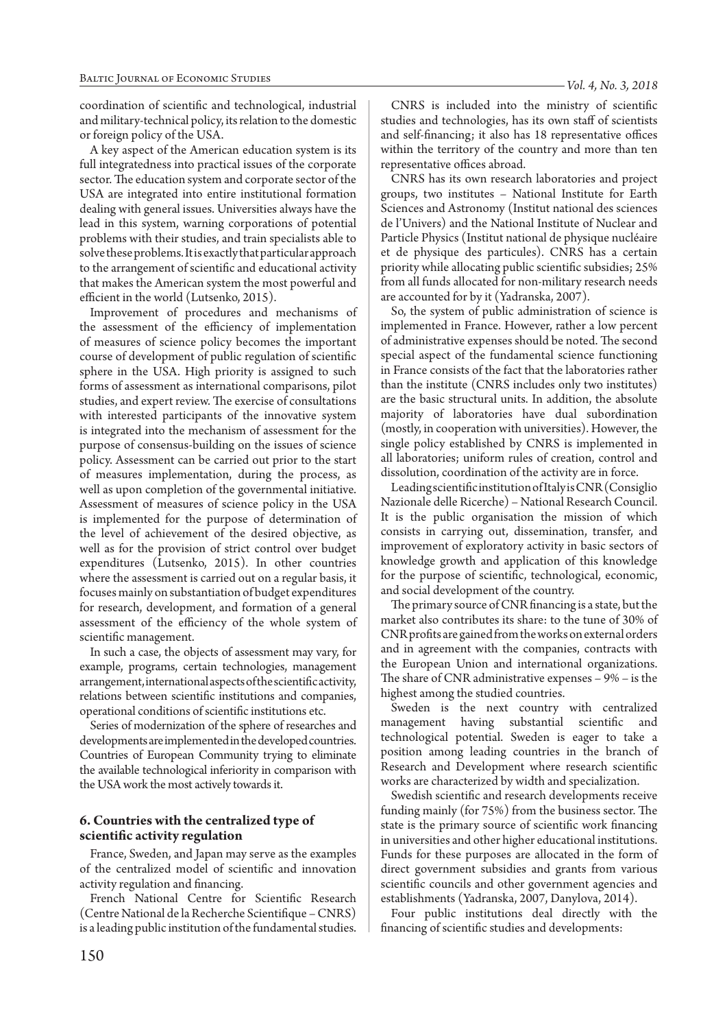coordination of scientific and technological, industrial and military-technical policy, its relation to the domestic or foreign policy of the USA.

A key aspect of the American education system is its full integratedness into practical issues of the corporate sector. The education system and corporate sector of the USA are integrated into entire institutional formation dealing with general issues. Universities always have the lead in this system, warning corporations of potential problems with their studies, and train specialists able to solve these problems. It is exactly that particular approach to the arrangement of scientific and educational activity that makes the American system the most powerful and efficient in the world (Lutsenko, 2015).

Improvement of procedures and mechanisms of the assessment of the efficiency of implementation of measures of science policy becomes the important course of development of public regulation of scientific sphere in the USA. High priority is assigned to such forms of assessment as international comparisons, pilot studies, and expert review. The exercise of consultations with interested participants of the innovative system is integrated into the mechanism of assessment for the purpose of consensus-building on the issues of science policy. Assessment can be carried out prior to the start of measures implementation, during the process, as well as upon completion of the governmental initiative. Assessment of measures of science policy in the USA is implemented for the purpose of determination of the level of achievement of the desired objective, as well as for the provision of strict control over budget expenditures (Lutsenko, 2015). In other countries where the assessment is carried out on a regular basis, it focuses mainly on substantiation of budget expenditures for research, development, and formation of a general assessment of the efficiency of the whole system of scientific management.

In such a case, the objects of assessment may vary, for example, programs, certain technologies, management arrangement, international aspects of the scientific activity, relations between scientific institutions and companies, operational conditions of scientific institutions etc.

Series of modernization of the sphere of researches and developments are implemented in the developed countries. Countries of European Community trying to eliminate the available technological inferiority in comparison with the USA work the most actively towards it.

## 6. Countries with the centralized type of scientific activity regulation

France, Sweden, and Japan may serve as the examples of the centralized model of scientific and innovation activity regulation and financing.

French National Centre for Scientific Research (Centre National de la Recherche Scientifique – CNRS) is a leading public institution of the fundamental studies.

CNRS is included into the ministry of scientific studies and technologies, has its own staff of scientists and self-financing; it also has 18 representative offices within the territory of the country and more than ten representative offices abroad.

CNRS has its own research laboratories and project groups, two institutes – National Institute for Earth Sciences and Astronomy (Institut national des sciences de l'Univers) and the National Institute of Nuclear and Particle Physics (Institut national de physique nucléaire et de physique des particules). CNRS has a certain priority while allocating public scientific subsidies; 25% from all funds allocated for non-military research needs are accounted for by it (Yadranska, 2007).

So, the system of public administration of science is implemented in France. However, rather a low percent of administrative expenses should be noted. The second special aspect of the fundamental science functioning in France consists of the fact that the laboratories rather than the institute (CNRS includes only two institutes) are the basic structural units. In addition, the absolute majority of laboratories have dual subordination (mostly, in cooperation with universities). However, the single policy established by CNRS is implemented in all laboratories; uniform rules of creation, control and dissolution, coordination of the activity are in force.

Leading scientific institution of Italy is CNR (Consiglio Nazionale delle Ricerche) – National Research Council. It is the public organisation the mission of which consists in carrying out, dissemination, transfer, and improvement of exploratory activity in basic sectors of knowledge growth and application of this knowledge for the purpose of scientific, technological, economic, and social development of the country.

The primary source of CNR financing is a state, but the market also contributes its share: to the tune of 30% of CNR profits are gained from the works on external orders and in agreement with the companies, contracts with the European Union and international organizations. The share of CNR administrative expenses – 9% – is the highest among the studied countries.

Sweden is the next country with centralized management having substantial scientific and technological potential. Sweden is eager to take a position among leading countries in the branch of Research and Development where research scientific works are characterized by width and specialization.

Swedish scientific and research developments receive funding mainly (for 75%) from the business sector. The state is the primary source of scientific work financing in universities and other higher educational institutions. Funds for these purposes are allocated in the form of direct government subsidies and grants from various scientific councils and other government agencies and establishments (Yadranska, 2007, Danylova, 2014).

Four public institutions deal directly with the financing of scientific studies and developments: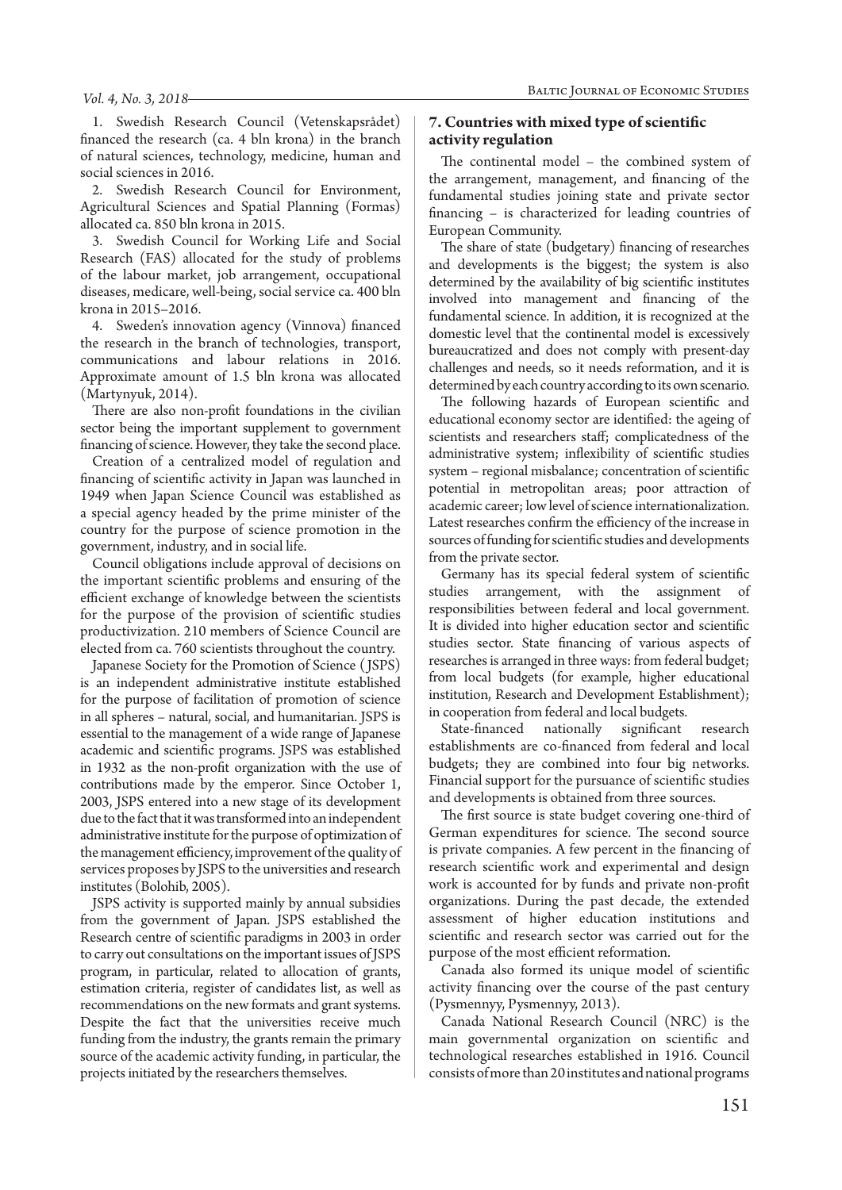1. Swedish Research Council (Vetenskapsrådet) financed the research (ca. 4 bln krona) in the branch of natural sciences, technology, medicine, human and social sciences in 2016.

2. Swedish Research Council for Environment, Agricultural Sciences and Spatial Planning (Formas) allocated ca. 850 bln krona in 2015.

3. Swedish Council for Working Life and Social Research (FAS) allocated for the study of problems of the labour market, job arrangement, occupational diseases, medicare, well-being, social service ca. 400 bln krona in 2015–2016.

4. Sweden's innovation agency (Vinnova) financed the research in the branch of technologies, transport, communications and labour relations in 2016. Approximate amount of 1.5 bln krona was allocated (Martynyuk, 2014).

There are also non-profit foundations in the civilian sector being the important supplement to government financing of science. However, they take the second place.

Creation of a centralized model of regulation and financing of scientific activity in Japan was launched in 1949 when Japan Science Council was established as a special agency headed by the prime minister of the country for the purpose of science promotion in the government, industry, and in social life.

Council obligations include approval of decisions on the important scientific problems and ensuring of the efficient exchange of knowledge between the scientists for the purpose of the provision of scientific studies productivization. 210 members of Science Council are elected from ca. 760 scientists throughout the country.

Japanese Society for the Promotion of Science (JSPS) is an independent administrative institute established for the purpose of facilitation of promotion of science in all spheres – natural, social, and humanitarian. JSPS is essential to the management of a wide range of Japanese academic and scientific programs. JSPS was established in 1932 as the non-profit organization with the use of contributions made by the emperor. Since October 1, 2003, JSPS entered into a new stage of its development due to the fact that it was transformed into an independent administrative institute for the purpose of optimization of the management efficiency, improvement of the quality of services proposes by JSPS to the universities and research institutes (Bolohib, 2005).

JSPS activity is supported mainly by annual subsidies from the government of Japan. JSPS established the Research centre of scientific paradigms in 2003 in order to carry out consultations on the important issues of JSPS program, in particular, related to allocation of grants, estimation criteria, register of candidates list, as well as recommendations on the new formats and grant systems. Despite the fact that the universities receive much funding from the industry, the grants remain the primary source of the academic activity funding, in particular, the projects initiated by the researchers themselves.

## 7. Countries with mixed type of scientific activity regulation

The continental model – the combined system of the arrangement, management, and financing of the fundamental studies joining state and private sector financing – is characterized for leading countries of European Community.

The share of state (budgetary) financing of researches and developments is the biggest; the system is also determined by the availability of big scientific institutes involved into management and financing of the fundamental science. In addition, it is recognized at the domestic level that the continental model is excessively bureaucratized and does not comply with present-day challenges and needs, so it needs reformation, and it is determined by each country according to its own scenario.

The following hazards of European scientific and educational economy sector are identified: the ageing of scientists and researchers staff; complicatedness of the administrative system; inflexibility of scientific studies system – regional misbalance; concentration of scientific potential in metropolitan areas; poor attraction of academic career; low level of science internationalization. Latest researches confirm the efficiency of the increase in sources of funding for scientific studies and developments from the private sector.

Germany has its special federal system of scientific studies arrangement, with the assignment of responsibilities between federal and local government. It is divided into higher education sector and scientific studies sector. State financing of various aspects of researches is arranged in three ways: from federal budget; from local budgets (for example, higher educational institution, Research and Development Establishment); in cooperation from federal and local budgets.

State-financed nationally significant research establishments are co-financed from federal and local budgets; they are combined into four big networks. Financial support for the pursuance of scientific studies and developments is obtained from three sources.

The first source is state budget covering one-third of German expenditures for science. The second source is private companies. A few percent in the financing of research scientific work and experimental and design work is accounted for by funds and private non-profit organizations. During the past decade, the extended assessment of higher education institutions and scientific and research sector was carried out for the purpose of the most efficient reformation.

Canada also formed its unique model of scientific activity financing over the course of the past century (Pysmennyy, Pysmennyy, 2013).

Canada National Research Council (NRC) is the main governmental organization on scientific and technological researches established in 1916. Council consists of more than 20 institutes and national programs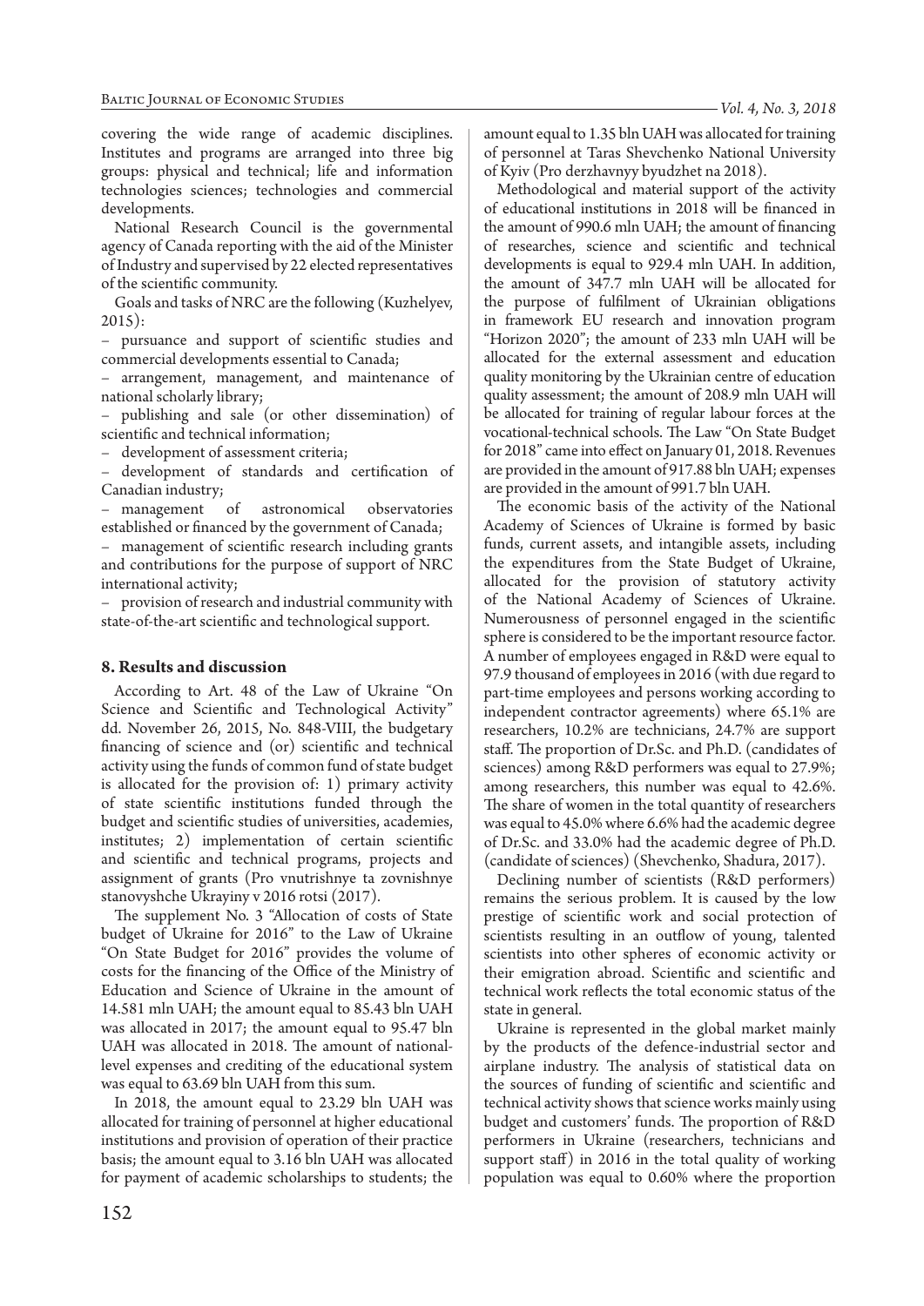covering the wide range of academic disciplines. Institutes and programs are arranged into three big groups: physical and technical; life and information technologies sciences; technologies and commercial developments.

National Research Council is the governmental agency of Canada reporting with the aid of the Minister of Industry and supervised by 22 elected representatives of the scientific community.

Goals and tasks of NRC are the following (Kuzhelyev, 2015):

– pursuance and support of scientific studies and commercial developments essential to Canada;

– arrangement, management, and maintenance of national scholarly library;

– publishing and sale (or other dissemination) of scientific and technical information;

– development of assessment criteria;

– development of standards and certification of Canadian industry;

– management of astronomical observatories established or financed by the government of Canada;

– management of scientific research including grants and contributions for the purpose of support of NRC international activity;

– provision of research and industrial community with state-of-the-art scientific and technological support.

## 8. Results and discussion

According to Art. 48 of the Law of Ukraine "On Science and Scientific and Technological Activity" dd. November 26, 2015, No. 848-VIII, the budgetary financing of science and (or) scientific and technical activity using the funds of common fund of state budget is allocated for the provision of: 1) primary activity of state scientific institutions funded through the budget and scientific studies of universities, academies, institutes; 2) implementation of certain scientific and scientific and technical programs, projects and assignment of grants (Pro vnutrishnye ta zovnishnye stanovyshche Ukrayiny v 2016 rotsi (2017).

The supplement No. 3 "Allocation of costs of State budget of Ukraine for 2016" to the Law of Ukraine "On State Budget for 2016" provides the volume of costs for the financing of the Office of the Ministry of Education and Science of Ukraine in the amount of 14.581 mln UAH; the amount equal to 85.43 bln UAH was allocated in 2017; the amount equal to 95.47 bln UAH was allocated in 2018. The amount of national-level expenses and crediting of the educational system was equal to 63.69 bln UAH from this sum.

In 2018, the amount equal to 23.29 bln UAH was allocated for training of personnel at higher educational institutions and provision of operation of their practice basis; the amount equal to 3.16 bln UAH was allocated for payment of academic scholarships to students; the amount equal to 1.35 bln UAH was allocated for training of personnel at Taras Shevchenko National University of Kyiv (Pro derzhavnyy byudzhet na 2018).

Methodological and material support of the activity of educational institutions in 2018 will be financed in the amount of 990.6 mln UAH; the amount of financing of researches, science and scientific and technical developments is equal to 929.4 mln UAH. In addition, the amount of 347.7 mln UAH will be allocated for the purpose of fulfilment of Ukrainian obligations in framework EU research and innovation program "Horizon 2020"; the amount of 233 mln UAH will be allocated for the external assessment and education quality monitoring by the Ukrainian centre of education quality assessment; the amount of 208.9 mln UAH will be allocated for training of regular labour forces at the vocational-technical schools. The Law "On State Budget for 2018" came into effect on January 01, 2018. Revenues are provided in the amount of 917.88 bln UAH; expenses are provided in the amount of 991.7 bln UAH.

The economic basis of the activity of the National Academy of Sciences of Ukraine is formed by basic funds, current assets, and intangible assets, including the expenditures from the State Budget of Ukraine, allocated for the provision of statutory activity of the National Academy of Sciences of Ukraine. Numerousness of personnel engaged in the scientific sphere is considered to be the important resource factor. A number of employees engaged in R&D were equal to 97.9 thousand of employees in 2016 (with due regard to part-time employees and persons working according to independent contractor agreements) where 65.1% are researchers, 10.2% are technicians, 24.7% are support staff. The proportion of Dr.Sc. and Ph.D. (candidates of sciences) among R&D performers was equal to 27.9%; among researchers, this number was equal to 42.6%. The share of women in the total quantity of researchers was equal to 45.0% where 6.6% had the academic degree of Dr.Sc. and 33.0% had the academic degree of Ph.D. (candidate of sciences) (Shevchenko, Shadura, 2017).

Declining number of scientists (R&D performers) remains the serious problem. It is caused by the low prestige of scientific work and social protection of scientists resulting in an outflow of young, talented scientists into other spheres of economic activity or their emigration abroad. Scientific and scientific and technical work reflects the total economic status of the state in general.

Ukraine is represented in the global market mainly by the products of the defence-industrial sector and airplane industry. The analysis of statistical data on the sources of funding of scientific and scientific and technical activity shows that science works mainly using budget and customers' funds. The proportion of R&D performers in Ukraine (researchers, technicians and support staff) in 2016 in the total quality of working population was equal to 0.60% where the proportion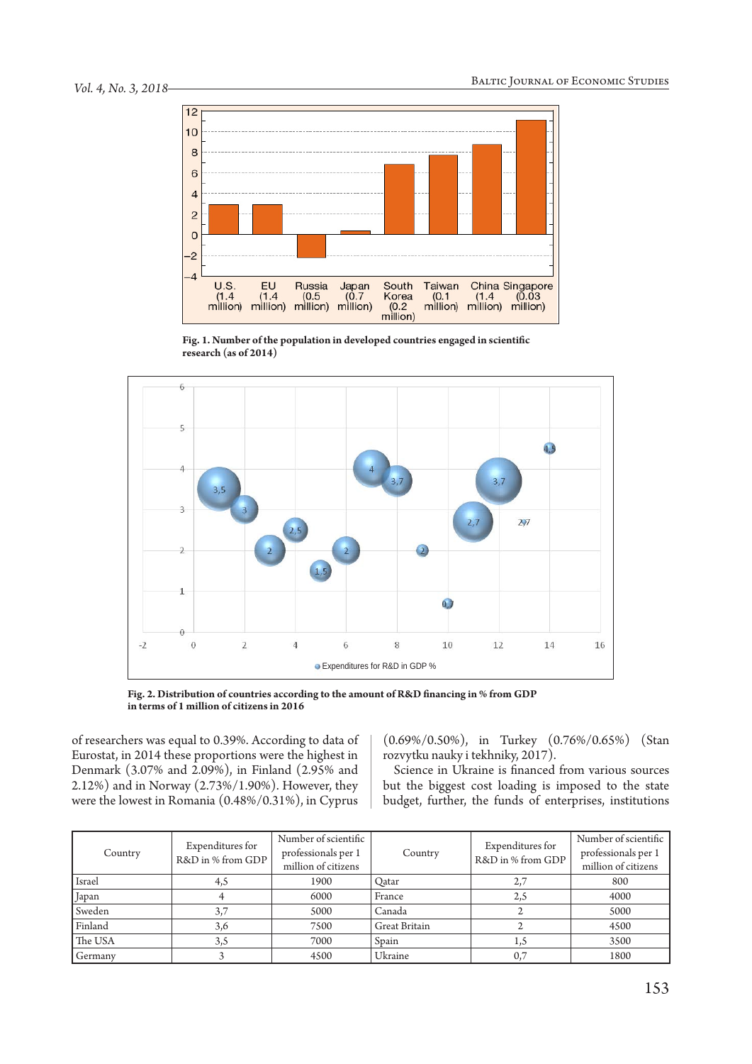Fig. 1. Number of the population in developed countries engaged in scientific research (as of 2014)

Fig. 2. Distribution of countries according to the amount of R&D financing in % from GDP in terms of 1 million of citizens in 2016

of researchers was equal to 0.39%. According to data of Eurostat, in 2014 these proportions were the highest in Denmark (3.07% and 2.09%), in Finland (2.95% and 2.12%) and in Norway (2.73%/1.90%). However, they were the lowest in Romania (0.48%/0.31%), in Cyprus (0.69%/0.50%), in Turkey (0.76%/0.65%) (Stan rozvytku nauky i tekhniky, 2017).

Science in Ukraine is financed from various sources but the biggest cost loading is imposed to the state budget, further, the funds of enterprises, institutions

| Country | Expenditures for R&D in % from GDP | Number of scientific professionals per 1 million of citizens | Country | Expenditures for R&D in % from GDP | Number of scientific professionals per 1 million of citizens |
|---|---|---|---|---|---|
| Israel | 4,5 | 1900 | Qatar | 2,7 | 800 |
| Japan | 4 | 6000 | France | 2,5 | 4000 |
| Sweden | 3,7 | 5000 | Canada | 2 | 5000 |
| Finland | 3,6 | 7500 | Great Britain | 2 | 4500 |
| The USA | 3,5 | 7000 | Spain | 1,5 | 3500 |
| Germany | 3 | 4500 | Ukraine | 0,7 | 1800 |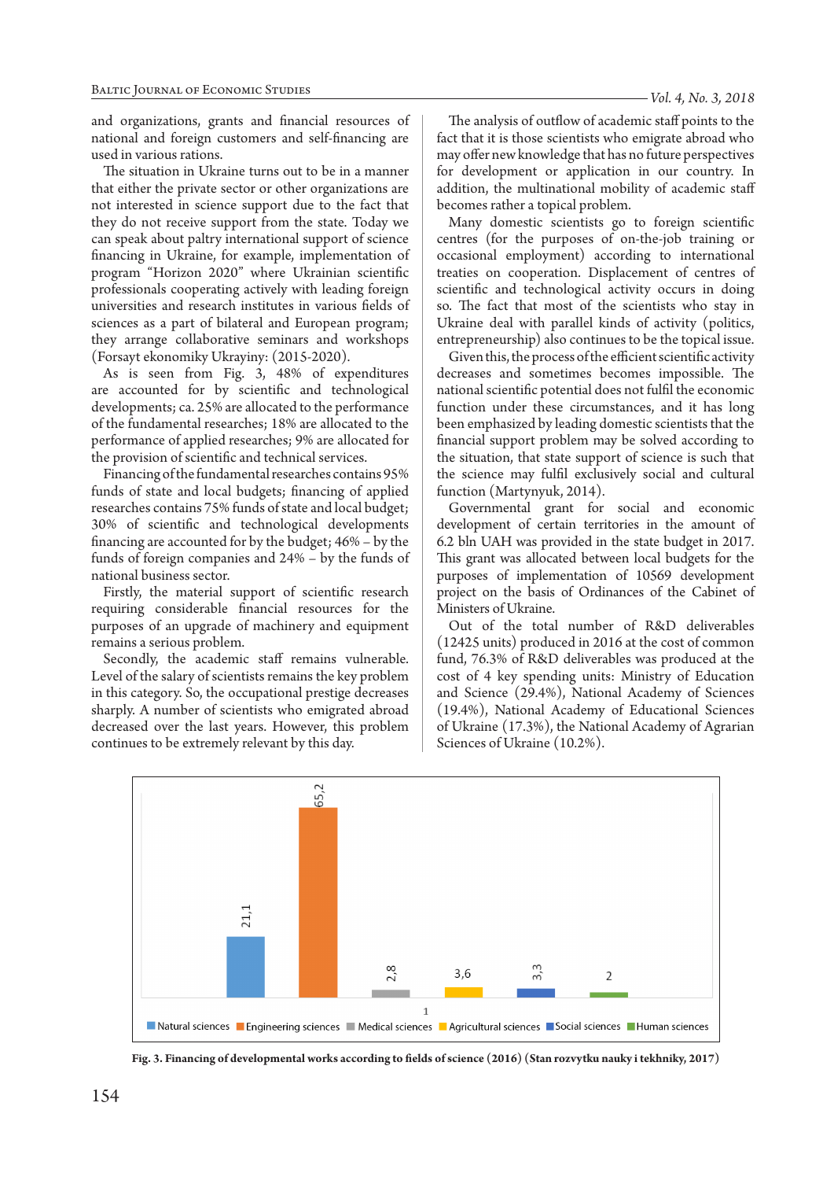and organizations, grants and financial resources of national and foreign customers and self-financing are used in various rations.

The situation in Ukraine turns out to be in a manner that either the private sector or other organizations are not interested in science support due to the fact that they do not receive support from the state. Today we can speak about paltry international support of science financing in Ukraine, for example, implementation of program "Horizon 2020" where Ukrainian scientific professionals cooperating actively with leading foreign universities and research institutes in various fields of sciences as a part of bilateral and European program; they arrange collaborative seminars and workshops (Forsayt ekonomiky Ukrayiny: (2015-2020).

As is seen from Fig. 3, 48% of expenditures are accounted for by scientific and technological developments; ca. 25% are allocated to the performance of the fundamental researches; 18% are allocated to the performance of applied researches; 9% are allocated for the provision of scientific and technical services.

Financing of the fundamental researches contains 95% funds of state and local budgets; financing of applied researches contains 75% funds of state and local budget; 30% of scientific and technological developments financing are accounted for by the budget; 46% – by the funds of foreign companies and 24% – by the funds of national business sector.

Firstly, the material support of scientific research requiring considerable financial resources for the purposes of an upgrade of machinery and equipment remains a serious problem.

Secondly, the academic staff remains vulnerable. Level of the salary of scientists remains the key problem in this category. So, the occupational prestige decreases sharply. A number of scientists who emigrated abroad decreased over the last years. However, this problem continues to be extremely relevant by this day.

The analysis of outflow of academic staff points to the fact that it is those scientists who emigrate abroad who may offer new knowledge that has no future perspectives for development or application in our country. In addition, the multinational mobility of academic staff becomes rather a topical problem.

Many domestic scientists go to foreign scientific centres (for the purposes of on-the-job training or occasional employment) according to international treaties on cooperation. Displacement of centres of scientific and technological activity occurs in doing so. The fact that most of the scientists who stay in Ukraine deal with parallel kinds of activity (politics, entrepreneurship) also continues to be the topical issue.

Given this, the process of the efficient scientific activity decreases and sometimes becomes impossible. The national scientific potential does not fulfil the economic function under these circumstances, and it has long been emphasized by leading domestic scientists that the financial support problem may be solved according to the situation, that state support of science is such that the science may fulfil exclusively social and cultural function (Martynyuk, 2014).

Governmental grant for social and economic development of certain territories in the amount of 6.2 bln UAH was provided in the state budget in 2017. This grant was allocated between local budgets for the purposes of implementation of 10569 development project on the basis of Ordinances of the Cabinet of Ministers of Ukraine.

Out of the total number of R&D deliverables (12425 units) produced in 2016 at the cost of common fund, 76.3% of R&D deliverables was produced at the cost of 4 key spending units: Ministry of Education and Science (29.4%), National Academy of Sciences (19.4%), National Academy of Educational Sciences of Ukraine (17.3%), the National Academy of Agrarian Sciences of Ukraine (10.2%).

| Field of science | Value |
|---|---|
| Natural sciences | 21,1 |
| Engineering sciences | 65,2 |
| Medical sciences | 2,8 |
| Agricultural sciences | 3,6 |
| Social sciences | 3,3 |
| Human sciences | 2 |

**Fig. 3. Financing of developmental works according to fields of science (2016) (Stan rozvytku nauky i tekhniky, 2017)**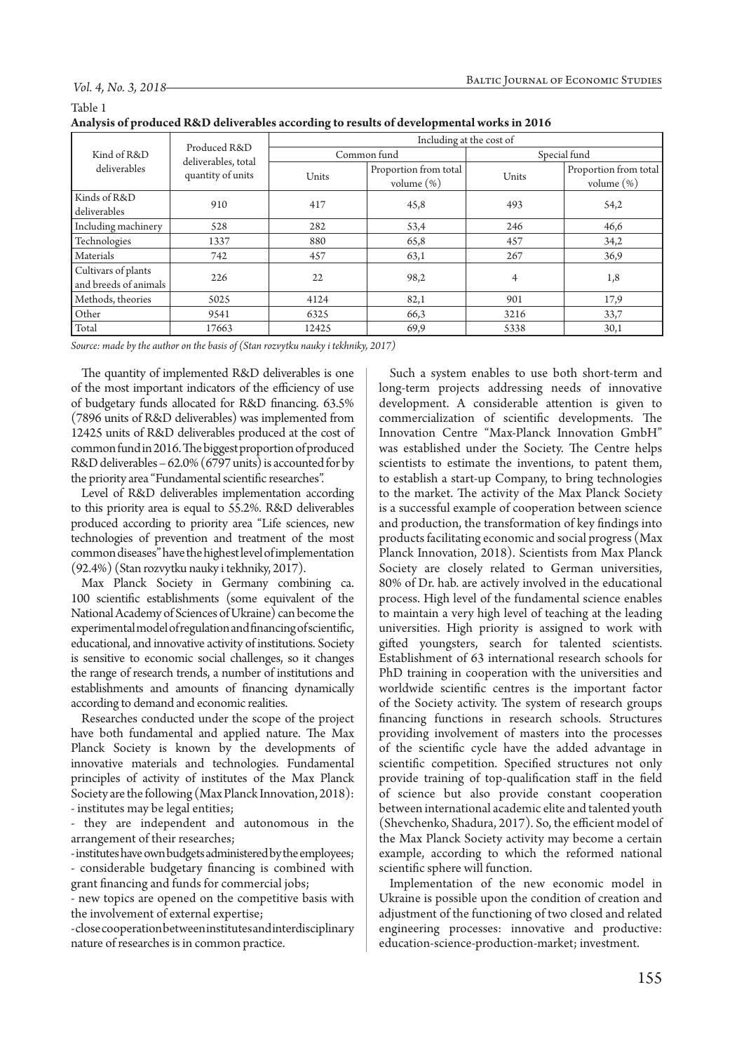Table 1

**Analysis of produced R&D deliverables according to results of developmental works in 2016**

| Kind of R&D deliverables | Produced R&D deliverables, total quantity of units | Including at the cost of | | | |
|---|---|---|---|---|---|
| | | Common fund | | Special fund | |
| | | Units | Proportion from total volume (%) | Units | Proportion from total volume (%) |
| Kinds of R&D deliverables | 910 | 417 | 45,8 | 493 | 54,2 |
| Including machinery | 528 | 282 | 53,4 | 246 | 46,6 |
| Technologies | 1337 | 880 | 65,8 | 457 | 34,2 |
| Materials | 742 | 457 | 63,1 | 267 | 36,9 |
| Cultivars of plants and breeds of animals | 226 | 22 | 98,2 | 4 | 1,8 |
| Methods, theories | 5025 | 4124 | 82,1 | 901 | 17,9 |
| Other | 9541 | 6325 | 66,3 | 3216 | 33,7 |
| Total | 17663 | 12425 | 69,9 | 5338 | 30,1 |

*Source: made by the author on the basis of (Stan rozvytku nauky i tekhniky, 2017)*

The quantity of implemented R&D deliverables is one of the most important indicators of the efficiency of use of budgetary funds allocated for R&D financing. 63.5% (7896 units of R&D deliverables) was implemented from 12425 units of R&D deliverables produced at the cost of common fund in 2016. The biggest proportion of produced R&D deliverables – 62.0% (6797 units) is accounted for by the priority area "Fundamental scientific researches".

Level of R&D deliverables implementation according to this priority area is equal to 55.2%. R&D deliverables produced according to priority area "Life sciences, new technologies of prevention and treatment of the most common diseases" have the highest level of implementation (92.4%) (Stan rozvytku nauky i tekhniky, 2017).

Max Planck Society in Germany combining ca. 100 scientific establishments (some equivalent of the National Academy of Sciences of Ukraine) can become the experimental model of regulation and financing of scientific, educational, and innovative activity of institutions. Society is sensitive to economic social challenges, so it changes the range of research trends, a number of institutions and establishments and amounts of financing dynamically according to demand and economic realities.

Researches conducted under the scope of the project have both fundamental and applied nature. The Max Planck Society is known by the developments of innovative materials and technologies. Fundamental principles of activity of institutes of the Max Planck Society are the following (Max Planck Innovation, 2018):

- institutes may be legal entities;
- they are independent and autonomous in the arrangement of their researches;
- institutes have own budgets administered by the employees;
- considerable budgetary financing is combined with grant financing and funds for commercial jobs;
- new topics are opened on the competitive basis with the involvement of external expertise;
- close cooperation between institutes and interdisciplinary nature of researches is in common practice.

Such a system enables to use both short-term and long-term projects addressing needs of innovative development. A considerable attention is given to commercialization of scientific developments. The Innovation Centre "Max-Planck Innovation GmbH" was established under the Society. The Centre helps scientists to estimate the inventions, to patent them, to establish a start-up Company, to bring technologies to the market. The activity of the Max Planck Society is a successful example of cooperation between science and production, the transformation of key findings into products facilitating economic and social progress (Max Planck Innovation, 2018). Scientists from Max Planck Society are closely related to German universities, 80% of Dr. hab. are actively involved in the educational process. High level of the fundamental science enables to maintain a very high level of teaching at the leading universities. High priority is assigned to work with gifted youngsters, search for talented scientists. Establishment of 63 international research schools for PhD training in cooperation with the universities and worldwide scientific centres is the important factor of the Society activity. The system of research groups financing functions in research schools. Structures providing involvement of masters into the processes of the scientific cycle have the added advantage in scientific competition. Specified structures not only provide training of top-qualification staff in the field of science but also provide constant cooperation between international academic elite and talented youth (Shevchenko, Shadura, 2017). So, the efficient model of the Max Planck Society activity may become a certain example, according to which the reformed national scientific sphere will function.

Implementation of the new economic model in Ukraine is possible upon the condition of creation and adjustment of the functioning of two closed and related engineering processes: innovative and productive: education-science-production-market; investment.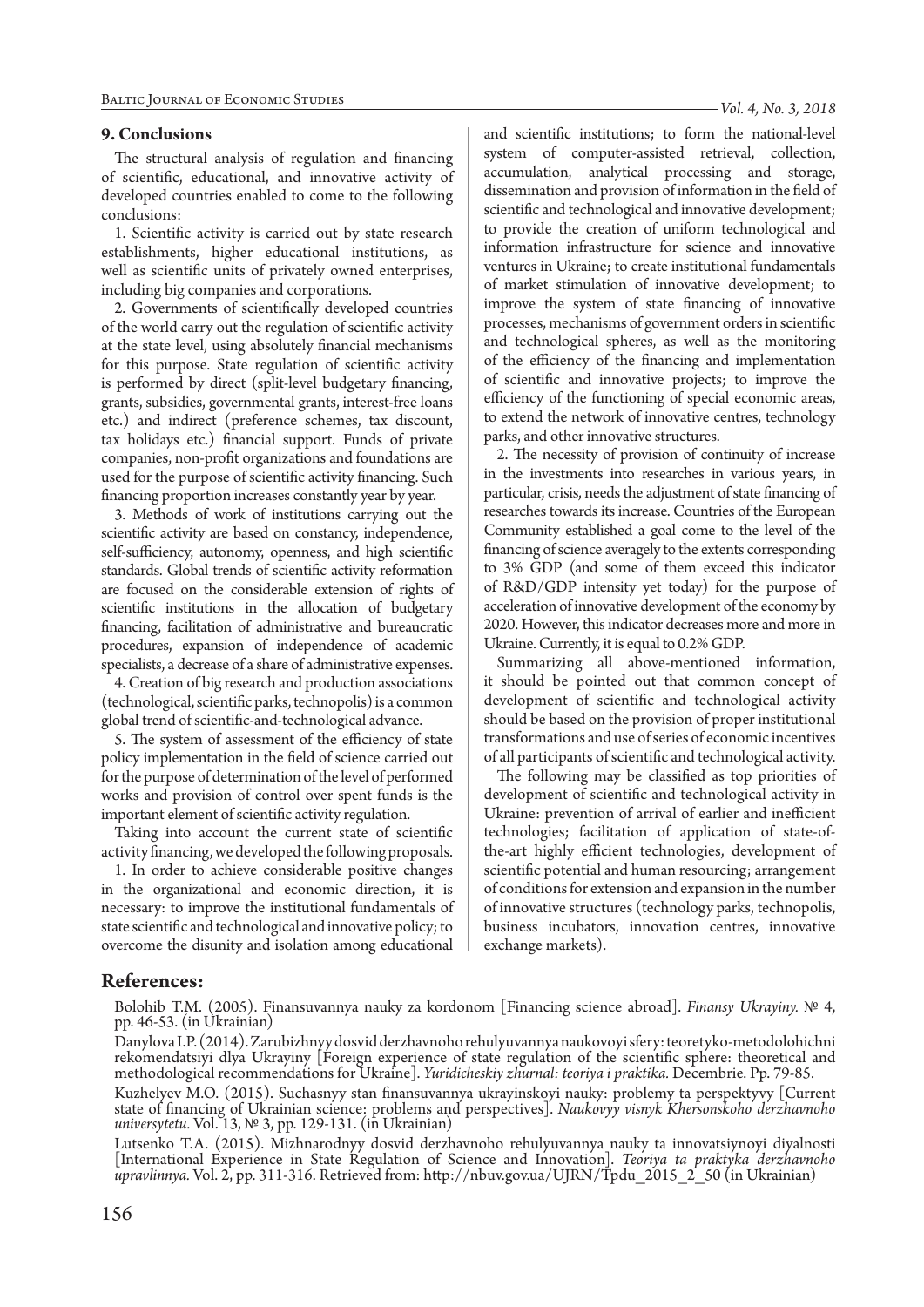## 9. Conclusions

The structural analysis of regulation and financing of scientific, educational, and innovative activity of developed countries enabled to come to the following conclusions:

1. Scientific activity is carried out by state research establishments, higher educational institutions, as well as scientific units of privately owned enterprises, including big companies and corporations.

2. Governments of scientifically developed countries of the world carry out the regulation of scientific activity at the state level, using absolutely financial mechanisms for this purpose. State regulation of scientific activity is performed by direct (split-level budgetary financing, grants, subsidies, governmental grants, interest-free loans etc.) and indirect (preference schemes, tax discount, tax holidays etc.) financial support. Funds of private companies, non-profit organizations and foundations are used for the purpose of scientific activity financing. Such financing proportion increases constantly year by year.

3. Methods of work of institutions carrying out the scientific activity are based on constancy, independence, self-sufficiency, autonomy, openness, and high scientific standards. Global trends of scientific activity reformation are focused on the considerable extension of rights of scientific institutions in the allocation of budgetary financing, facilitation of administrative and bureaucratic procedures, expansion of independence of academic specialists, a decrease of a share of administrative expenses.

4. Creation of big research and production associations (technological, scientific parks, technopolis) is a common global trend of scientific-and-technological advance.

5. The system of assessment of the efficiency of state policy implementation in the field of science carried out for the purpose of determination of the level of performed works and provision of control over spent funds is the important element of scientific activity regulation.

Taking into account the current state of scientific activity financing, we developed the following proposals.

1. In order to achieve considerable positive changes in the organizational and economic direction, it is necessary: to improve the institutional fundamentals of state scientific and technological and innovative policy; to overcome the disunity and isolation among educational and scientific institutions; to form the national-level system of computer-assisted retrieval, collection, accumulation, analytical processing and storage, dissemination and provision of information in the field of scientific and technological and innovative development; to provide the creation of uniform technological and information infrastructure for science and innovative ventures in Ukraine; to create institutional fundamentals of market stimulation of innovative development; to improve the system of state financing of innovative processes, mechanisms of government orders in scientific and technological spheres, as well as the monitoring of the efficiency of the financing and implementation of scientific and innovative projects; to improve the efficiency of the functioning of special economic areas, to extend the network of innovative centres, technology parks, and other innovative structures.

2. The necessity of provision of continuity of increase in the investments into researches in various years, in particular, crisis, needs the adjustment of state financing of researches towards its increase. Countries of the European Community established a goal come to the level of the financing of science averagely to the extents corresponding to 3% GDP (and some of them exceed this indicator of R&D/GDP intensity yet today) for the purpose of acceleration of innovative development of the economy by 2020. However, this indicator decreases more and more in Ukraine. Currently, it is equal to 0.2% GDP.

Summarizing all above-mentioned information, it should be pointed out that common concept of development of scientific and technological activity should be based on the provision of proper institutional transformations and use of series of economic incentives of all participants of scientific and technological activity.

The following may be classified as top priorities of development of scientific and technological activity in Ukraine: prevention of arrival of earlier and inefficient technologies; facilitation of application of state-of-the-art highly efficient technologies, development of scientific potential and human resourcing; arrangement of conditions for extension and expansion in the number of innovative structures (technology parks, technopolis, business incubators, innovation centres, innovative exchange markets).

## References:

Bolohib T.M. (2005). Finansuvannya nauky za kordonom [Financing science abroad]. *Finansy Ukrayiny.* № 4, pp. 46-53. (in Ukrainian)

Danylova I.P. (2014). Zarubizhnyy dosvid derzhavnoho rehulyuvannya naukovoyi sfery: teoretyko-metodolohichni rekomendatsiyi dlya Ukrayiny [Foreign experience of state regulation of the scientific sphere: theoretical and methodological recommendations for Ukraine]. *Yuridicheskiy zhurnal: teoriya i praktika.* Decembrie. Pp. 79-85.

Kuzhelyev M.O. (2015). Suchasnyy stan finansuvannya ukrayinskoyi nauky: problemy ta perspektyvy [Current state of financing of Ukrainian science: problems and perspectives]. *Naukovyy visnyk Khersonskoho derzhavnoho universytetu.* Vol. 13, № 3, pp. 129-131. (in Ukrainian)

Lutsenko T.A. (2015). Mizhnarodnyy dosvid derzhavnoho rehulyuvannya nauky ta innovatsiynoyi diyalnosti [International Experience in State Regulation of Science and Innovation]. *Teoriya ta praktyka derzhavnoho upravlinnya.* Vol. 2, pp. 311-316. Retrieved from: http://nbuv.gov.ua/UJRN/Tpdu_2015_2_50 (in Ukrainian)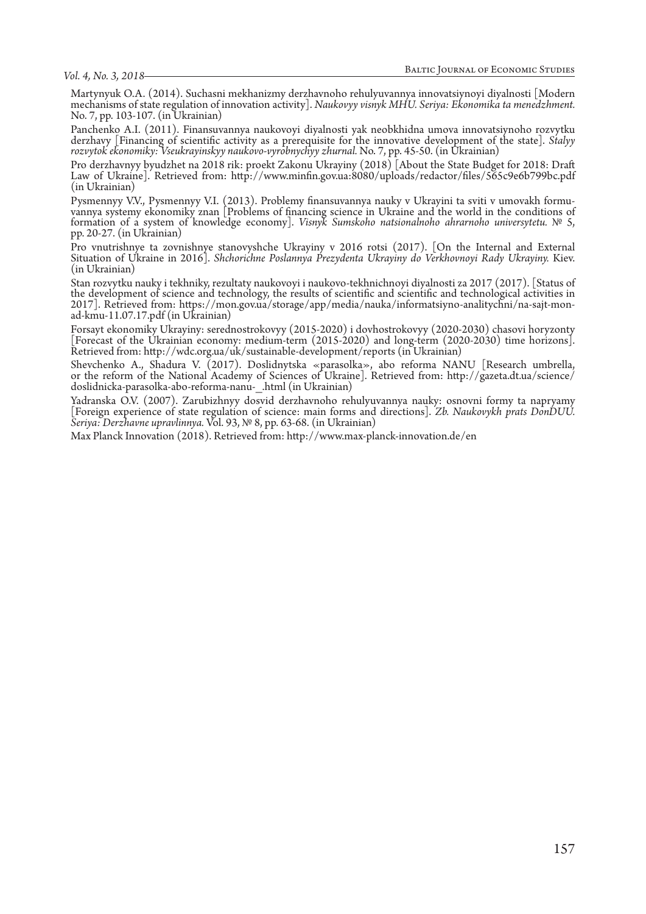Martynyuk O.A. (2014). Suchasni mekhanizmy derzhavnoho rehulyuvannya innovatsiynoyi diyalnosti [Modern mechanisms of state regulation of innovation activity]. *Naukovyy visnyk MHU. Seriya: Ekonomika ta menedzhment.* No. 7, pp. 103-107. (in Ukrainian)

Panchenko A.I. (2011). Finansuvannya naukovoyi diyalnosti yak neobkhidna umova innovatsiynoho rozvytku derzhavy [Financing of scientific activity as a prerequisite for the innovative development of the state]. *Stalyy rozvytok ekonomiky: Vseukrayinskyy naukovo-vyrobnychyy zhurnal.* No. 7, pp. 45-50. (in Ukrainian)

Pro derzhavnyy byudzhet na 2018 rik: proekt Zakonu Ukrayiny (2018) [About the State Budget for 2018: Draft Law of Ukraine]. Retrieved from: http://www.minfin.gov.ua:8080/uploads/redactor/files/565c9e6b799bc.pdf (in Ukrainian)

Pysmennyy V.V., Pysmennyy V.I. (2013). Problemy finansuvannya nauky v Ukrayini ta sviti v umovakh formuvannya systemy ekonomiky znan [Problems of financing science in Ukraine and the world in the conditions of formation of a system of knowledge economy]. *Visnyk Sumskoho natsionalnoho ahrarnoho universytetu.* № 5, pp. 20-27. (in Ukrainian)

Pro vnutrishnye ta zovnishnye stanovyshche Ukrayiny v 2016 rotsi (2017). [On the Internal and External Situation of Ukraine in 2016]. *Shchorichne Poslannya Prezydenta Ukrayiny do Verkhovnoyi Rady Ukrayiny.* Kiev. (in Ukrainian)

Stan rozvytku nauky i tekhniky, rezultaty naukovoyi i naukovo-tekhnichnoyi diyalnosti za 2017 (2017). [Status of the development of science and technology, the results of scientific and scientific and technological activities in 2017]. Retrieved from: https://mon.gov.ua/storage/app/media/nauka/informatsiyno-analitychni/na-sajt-mon-ad-kmu-11.07.17.pdf (in Ukrainian)

Forsayt ekonomiky Ukrayiny: serednostrokovyy (2015-2020) i dovhostrokovyy (2020-2030) chasovi horyzonty [Forecast of the Ukrainian economy: medium-term (2015-2020) and long-term (2020-2030) time horizons]. Retrieved from: http://wdc.org.ua/uk/sustainable-development/reports (in Ukrainian)

Shevchenko A., Shadura V. (2017). Doslidnytska «parasolka», abo reforma NANU [Research umbrella, or the reform of the National Academy of Sciences of Ukraine]. Retrieved from: http://gazeta.dt.ua/science/doslidnicka-parasolka-abo-reforma-nanu-_.html (in Ukrainian)

Yadranska O.V. (2007). Zarubizhnyy dosvid derzhavnoho rehulyuvannya nauky: osnovni formy ta napryamy [Foreign experience of state regulation of science: main forms and directions]. *Zb. Naukovykh prats DonDUU. Seriya: Derzhavne upravlinnya.* Vol. 93, № 8, pp. 63-68. (in Ukrainian)

Max Planck Innovation (2018). Retrieved from: http://www.max-planck-innovation.de/en